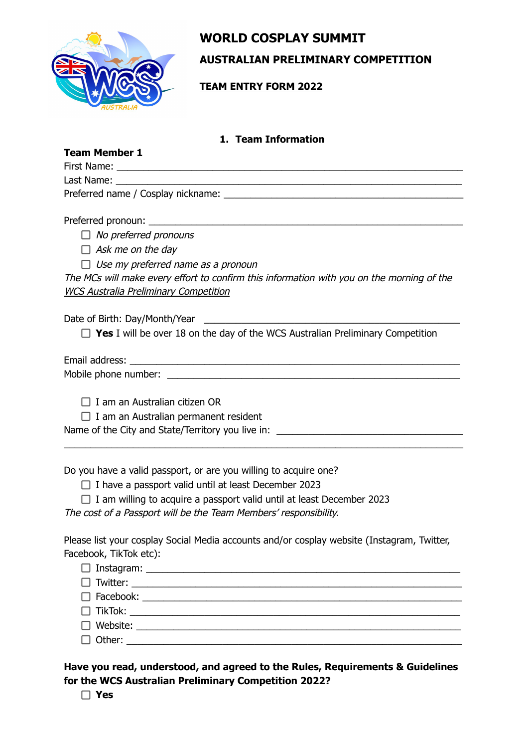# WORLD COSPLAY SUMMIT

## AUSTRALIAN PRELIMINARY COMPETITION

## TEAM ENTRY FORM 2022

### 1. Team Information

**Team Member 1**

First Name: ____________________________________________

Last Name: ____________________________________________

Preferred name / Cosplay nickname: ______________________________

Preferred pronoun: ____________________________________________

- ☐ *No preferred pronouns*
- ☐ *Ask me on the day*
- ☐ *Use my preferred name as a pronoun*

*The MCs will make every effort to confirm this information with you on the morning of the WCS Australia Preliminary Competition*

Date of Birth: Day/Month/Year ______________________________

- ☐ **Yes** I will be over 18 on the day of the WCS Australian Preliminary Competition

Email address: ____________________________________________

Mobile phone number: ______________________________________

- ☐ I am an Australian citizen OR
- ☐ I am an Australian permanent resident

Name of the City and State/Territory you live in: ______________________

____________________________________________________________

Do you have a valid passport, or are you willing to acquire one?

- ☐ I have a passport valid until at least December 2023
- ☐ I am willing to acquire a passport valid until at least December 2023

*The cost of a Passport will be the Team Members' responsibility.*

Please list your cosplay Social Media accounts and/or cosplay website (Instagram, Twitter, Facebook, TikTok etc):

- ☐ Instagram: ______________________________________
- ☐ Twitter: ________________________________________
- ☐ Facebook: ______________________________________
- ☐ TikTok: ________________________________________
- ☐ Website: _______________________________________
- ☐ Other: _________________________________________

**Have you read, understood, and agreed to the Rules, Requirements & Guidelines for the WCS Australian Preliminary Competition 2022?**

- ☐ **Yes**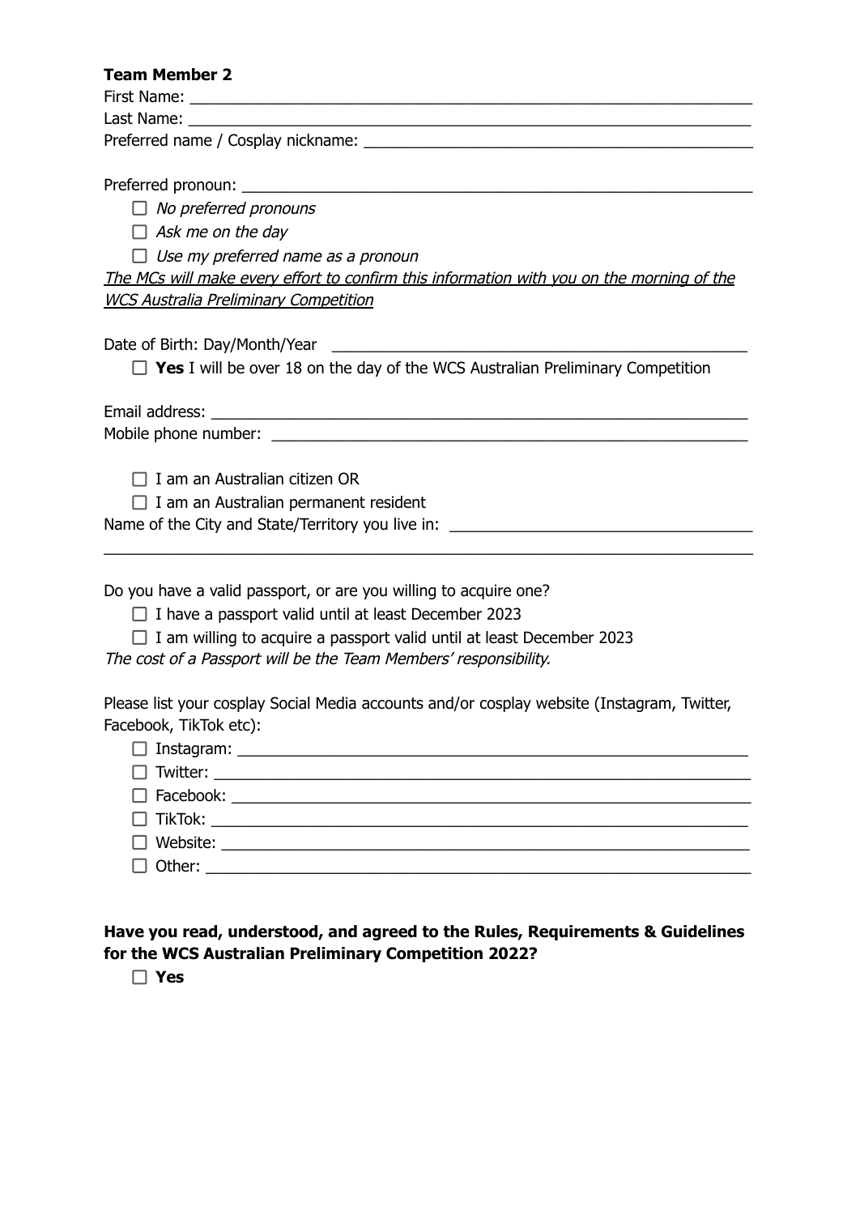**Team Member 2**

First Name: ____________________________________________________________

Last Name: ____________________________________________________________

Preferred name / Cosplay nickname: ________________________________________

Preferred pronoun: _______________________________________________________

- ☐ *No preferred pronouns*
- ☐ *Ask me on the day*
- ☐ *Use my preferred name as a pronoun*

*<u>The MCs will make every effort to confirm this information with you on the morning of the WCS Australia Preliminary Competition</u>*

Date of Birth: Day/Month/Year ____________________________________________

- ☐ **Yes** I will be over 18 on the day of the WCS Australian Preliminary Competition

Email address: __________________________________________________________

Mobile phone number: ____________________________________________________

- ☐ I am an Australian citizen OR
- ☐ I am an Australian permanent resident

Name of the City and State/Territory you live in: _____________________________

______________________________________________________________________

Do you have a valid passport, or are you willing to acquire one?

- ☐ I have a passport valid until at least December 2023
- ☐ I am willing to acquire a passport valid until at least December 2023

*The cost of a Passport will be the Team Members' responsibility.*

Please list your cosplay Social Media accounts and/or cosplay website (Instagram, Twitter, Facebook, TikTok etc):

- ☐ Instagram: ______________________________________________________
- ☐ Twitter: ________________________________________________________
- ☐ Facebook: ______________________________________________________
- ☐ TikTok: ________________________________________________________
- ☐ Website: _______________________________________________________
- ☐ Other: _________________________________________________________

**Have you read, understood, and agreed to the Rules, Requirements & Guidelines for the WCS Australian Preliminary Competition 2022?**

- ☐ **Yes**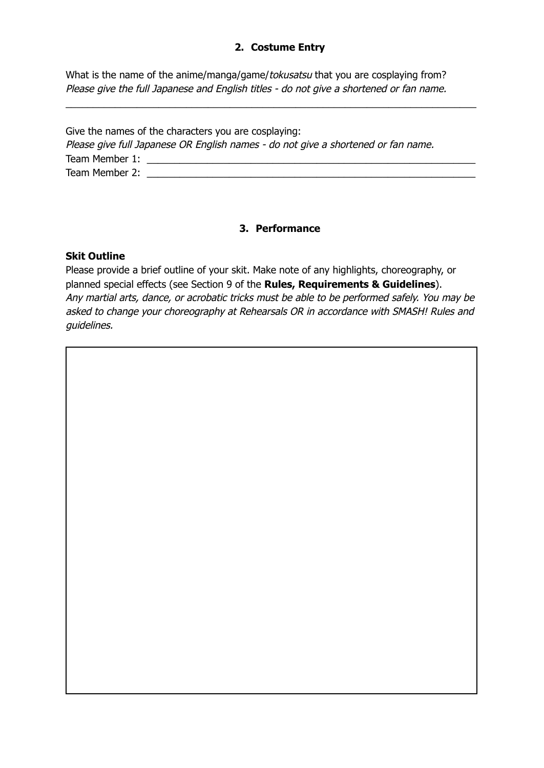## 2. Costume Entry

What is the name of the anime/manga/game/*tokusatsu* that you are cosplaying from?
*Please give the full Japanese and English titles - do not give a shortened or fan name.*

_______________________________________________________________________________

Give the names of the characters you are cosplaying:
*Please give full Japanese OR English names - do not give a shortened or fan name.*
Team Member 1: ______________________________________________________________
Team Member 2: ______________________________________________________________

## 3. Performance

**Skit Outline**
Please provide a brief outline of your skit. Make note of any highlights, choreography, or planned special effects (see Section 9 of the **Rules, Requirements & Guidelines**).
*Any martial arts, dance, or acrobatic tricks must be able to be performed safely. You may be asked to change your choreography at Rehearsals OR in accordance with SMASH! Rules and guidelines.*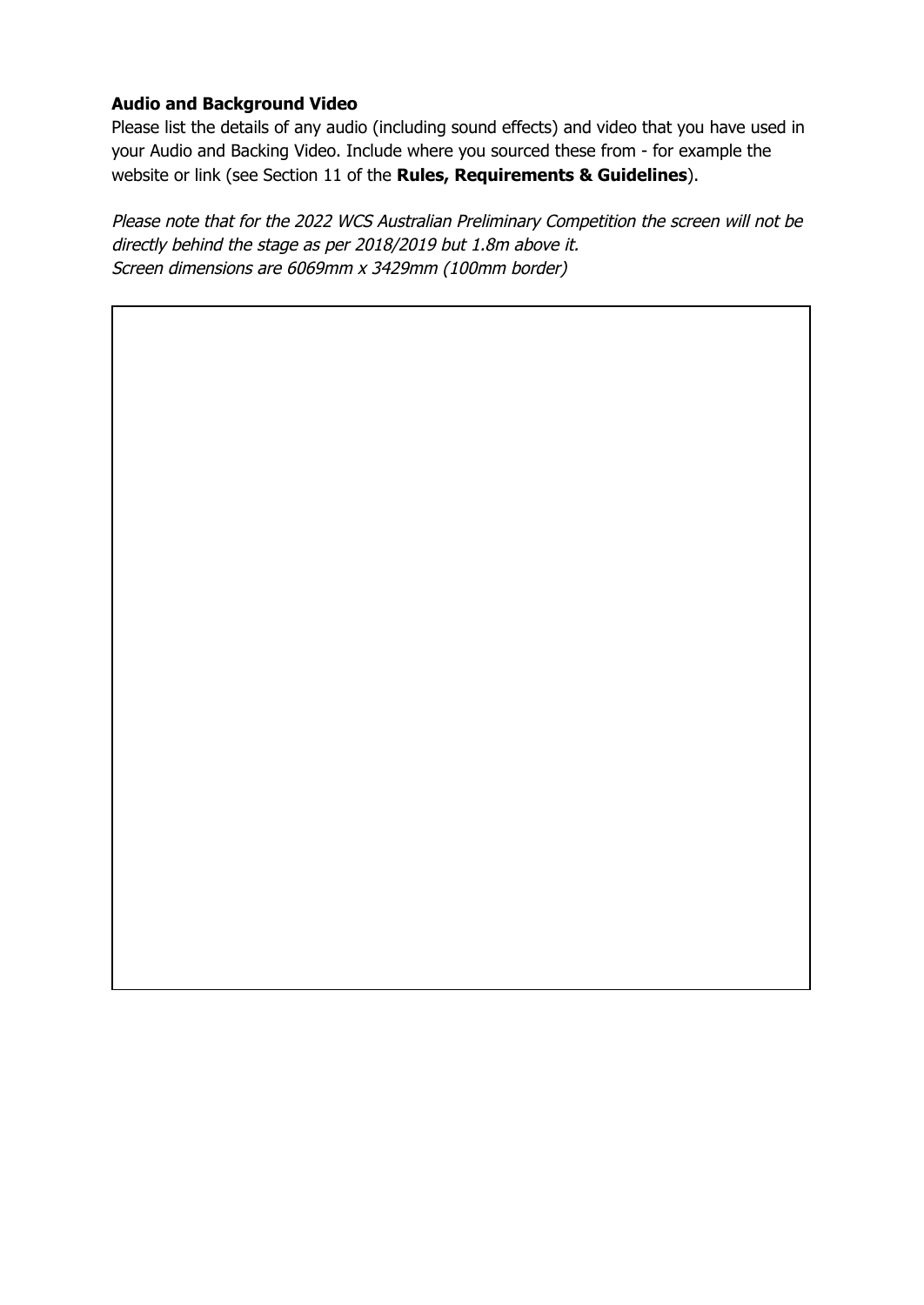**Audio and Background Video**

Please list the details of any audio (including sound effects) and video that you have used in your Audio and Backing Video. Include where you sourced these from - for example the website or link (see Section 11 of the **Rules, Requirements & Guidelines**).

*Please note that for the 2022 WCS Australian Preliminary Competition the screen will not be directly behind the stage as per 2018/2019 but 1.8m above it.*
*Screen dimensions are 6069mm x 3429mm (100mm border)*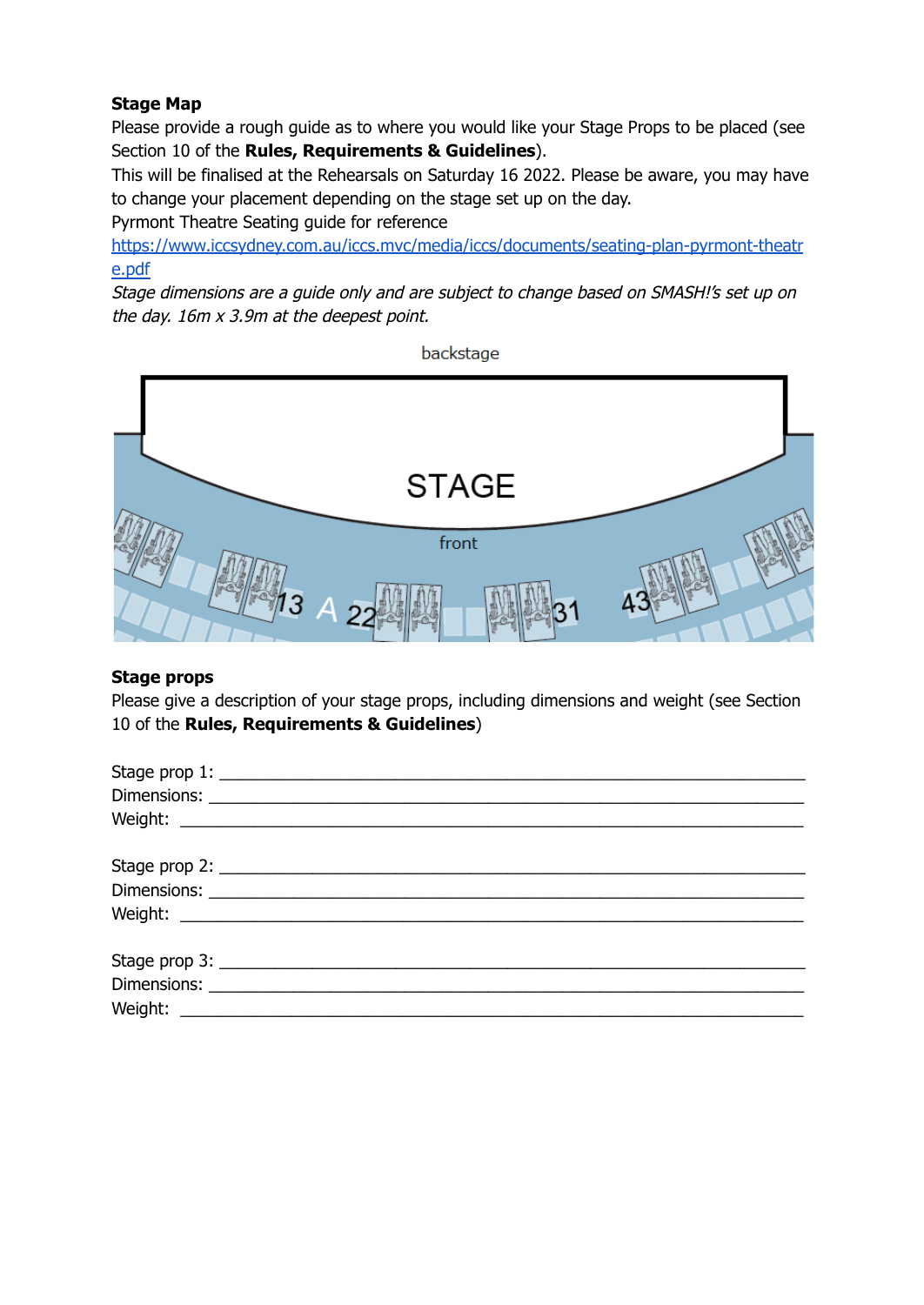**Stage Map**

Please provide a rough guide as to where you would like your Stage Props to be placed (see Section 10 of the **Rules, Requirements & Guidelines**).

This will be finalised at the Rehearsals on Saturday 16 2022. Please be aware, you may have to change your placement depending on the stage set up on the day.

Pyrmont Theatre Seating guide for reference

https://www.iccsydney.com.au/iccs.mvc/media/iccs/documents/seating-plan-pyrmont-theatre.pdf

*Stage dimensions are a guide only and are subject to change based on SMASH!'s set up on the day. 16m x 3.9m at the deepest point.*

backstage

STAGE

front

13 A 22 31 43

**Stage props**

Please give a description of your stage props, including dimensions and weight (see Section 10 of the **Rules, Requirements & Guidelines**)

Stage prop 1: ____________________________________________

Dimensions: ____________________________________________

Weight: ____________________________________________

Stage prop 2: ____________________________________________

Dimensions: ____________________________________________

Weight: ____________________________________________

Stage prop 3: ____________________________________________

Dimensions: ____________________________________________

Weight: ____________________________________________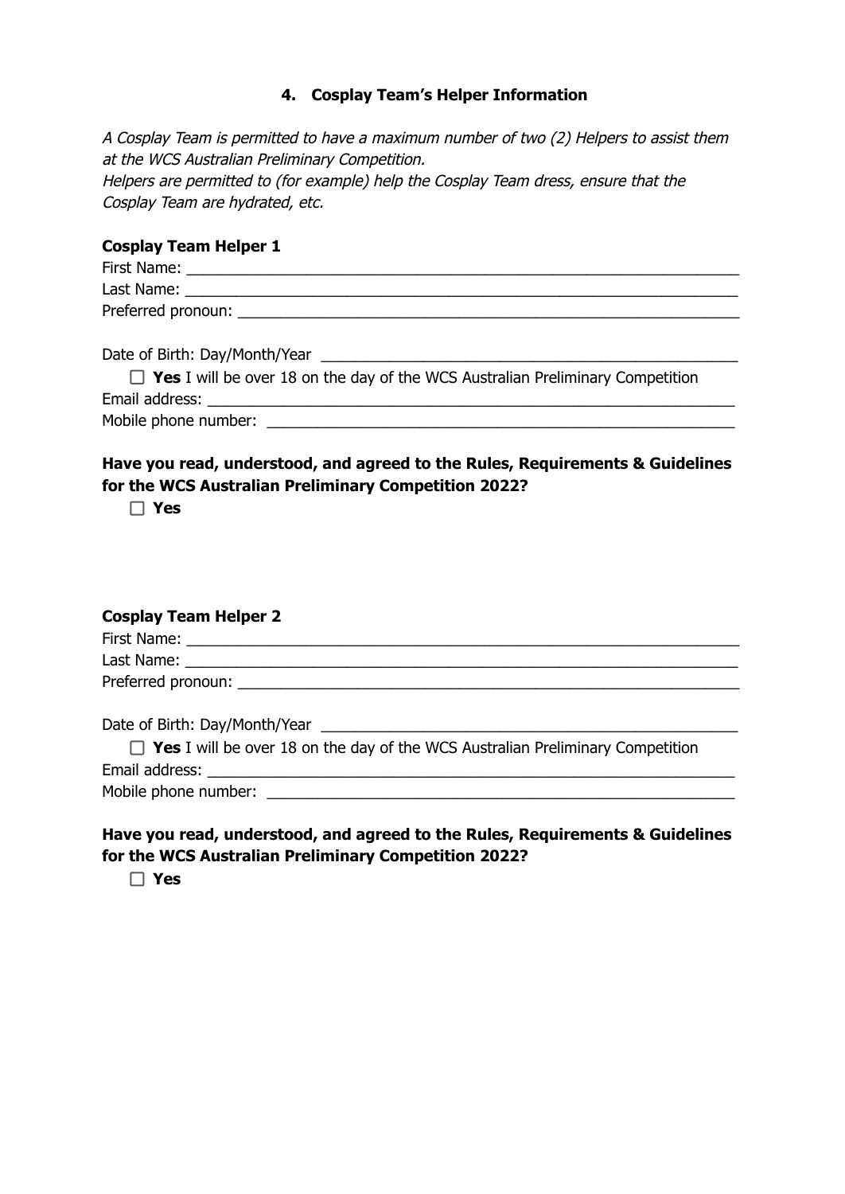## 4. Cosplay Team's Helper Information

*A Cosplay Team is permitted to have a maximum number of two (2) Helpers to assist them at the WCS Australian Preliminary Competition.*
*Helpers are permitted to (for example) help the Cosplay Team dress, ensure that the Cosplay Team are hydrated, etc.*

**Cosplay Team Helper 1**

First Name: ___________________________________________________________________
Last Name: ___________________________________________________________________
Preferred pronoun: _____________________________________________________________

Date of Birth: Day/Month/Year ______________________________________________

☐ **Yes** I will be over 18 on the day of the WCS Australian Preliminary Competition

Email address: ________________________________________________________________
Mobile phone number: ___________________________________________________________

**Have you read, understood, and agreed to the Rules, Requirements & Guidelines for the WCS Australian Preliminary Competition 2022?**

☐ **Yes**

**Cosplay Team Helper 2**

First Name: ___________________________________________________________________
Last Name: ___________________________________________________________________
Preferred pronoun: _____________________________________________________________

Date of Birth: Day/Month/Year ______________________________________________

☐ **Yes** I will be over 18 on the day of the WCS Australian Preliminary Competition

Email address: ________________________________________________________________
Mobile phone number: ___________________________________________________________

**Have you read, understood, and agreed to the Rules, Requirements & Guidelines for the WCS Australian Preliminary Competition 2022?**

☐ **Yes**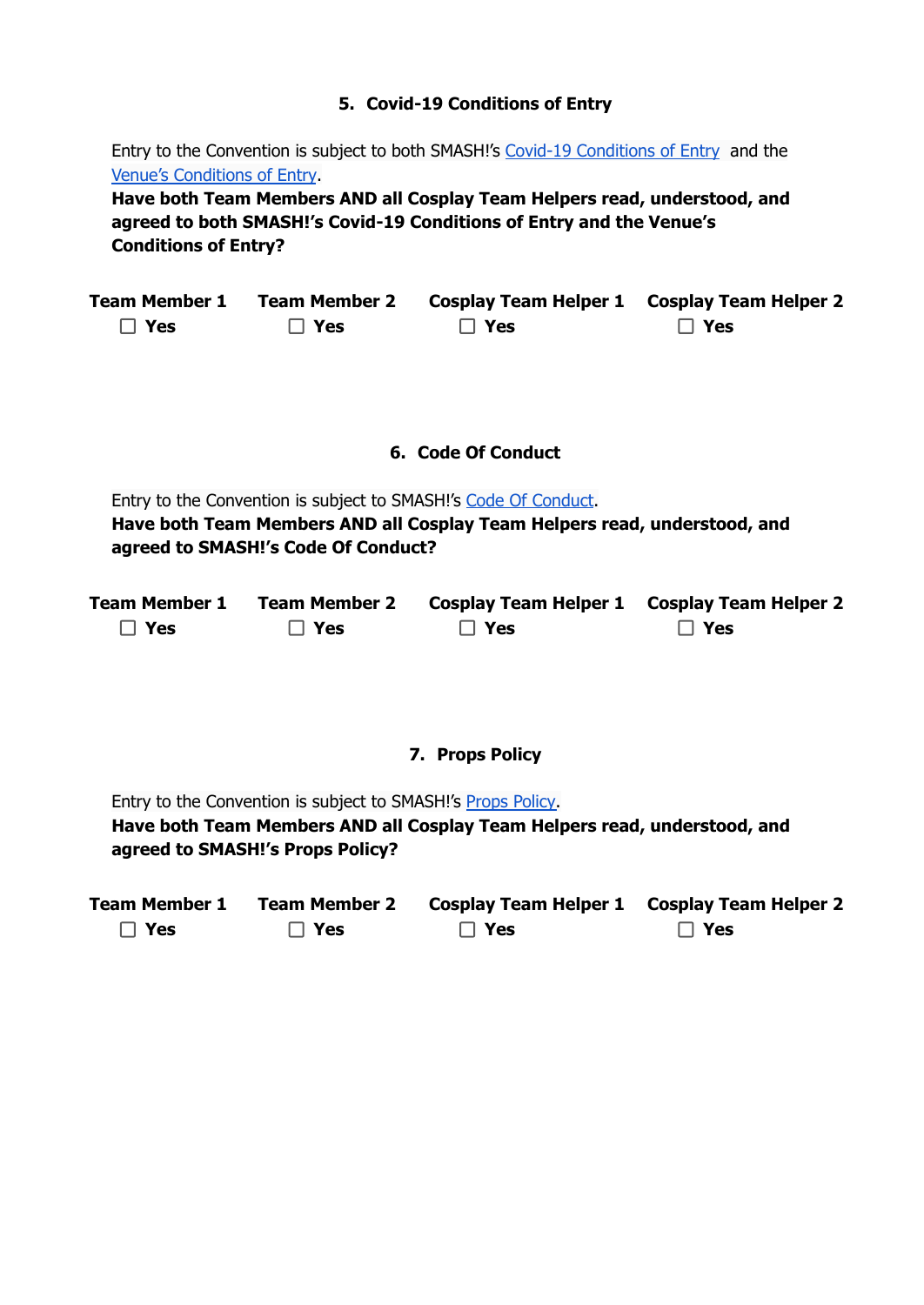## 5. Covid-19 Conditions of Entry

Entry to the Convention is subject to both SMASH!'s Covid-19 Conditions of Entry and the Venue's Conditions of Entry.

**Have both Team Members AND all Cosplay Team Helpers read, understood, and agreed to both SMASH!'s Covid-19 Conditions of Entry and the Venue's Conditions of Entry?**

| Team Member 1 | Team Member 2 | Cosplay Team Helper 1 | Cosplay Team Helper 2 |
|---|---|---|---|
| ☐ Yes | ☐ Yes | ☐ Yes | ☐ Yes |

## 6. Code Of Conduct

Entry to the Convention is subject to SMASH!'s Code Of Conduct.

**Have both Team Members AND all Cosplay Team Helpers read, understood, and agreed to SMASH!'s Code Of Conduct?**

| Team Member 1 | Team Member 2 | Cosplay Team Helper 1 | Cosplay Team Helper 2 |
|---|---|---|---|
| ☐ Yes | ☐ Yes | ☐ Yes | ☐ Yes |

## 7. Props Policy

Entry to the Convention is subject to SMASH!'s Props Policy.

**Have both Team Members AND all Cosplay Team Helpers read, understood, and agreed to SMASH!'s Props Policy?**

| Team Member 1 | Team Member 2 | Cosplay Team Helper 1 | Cosplay Team Helper 2 |
|---|---|---|---|
| ☐ Yes | ☐ Yes | ☐ Yes | ☐ Yes |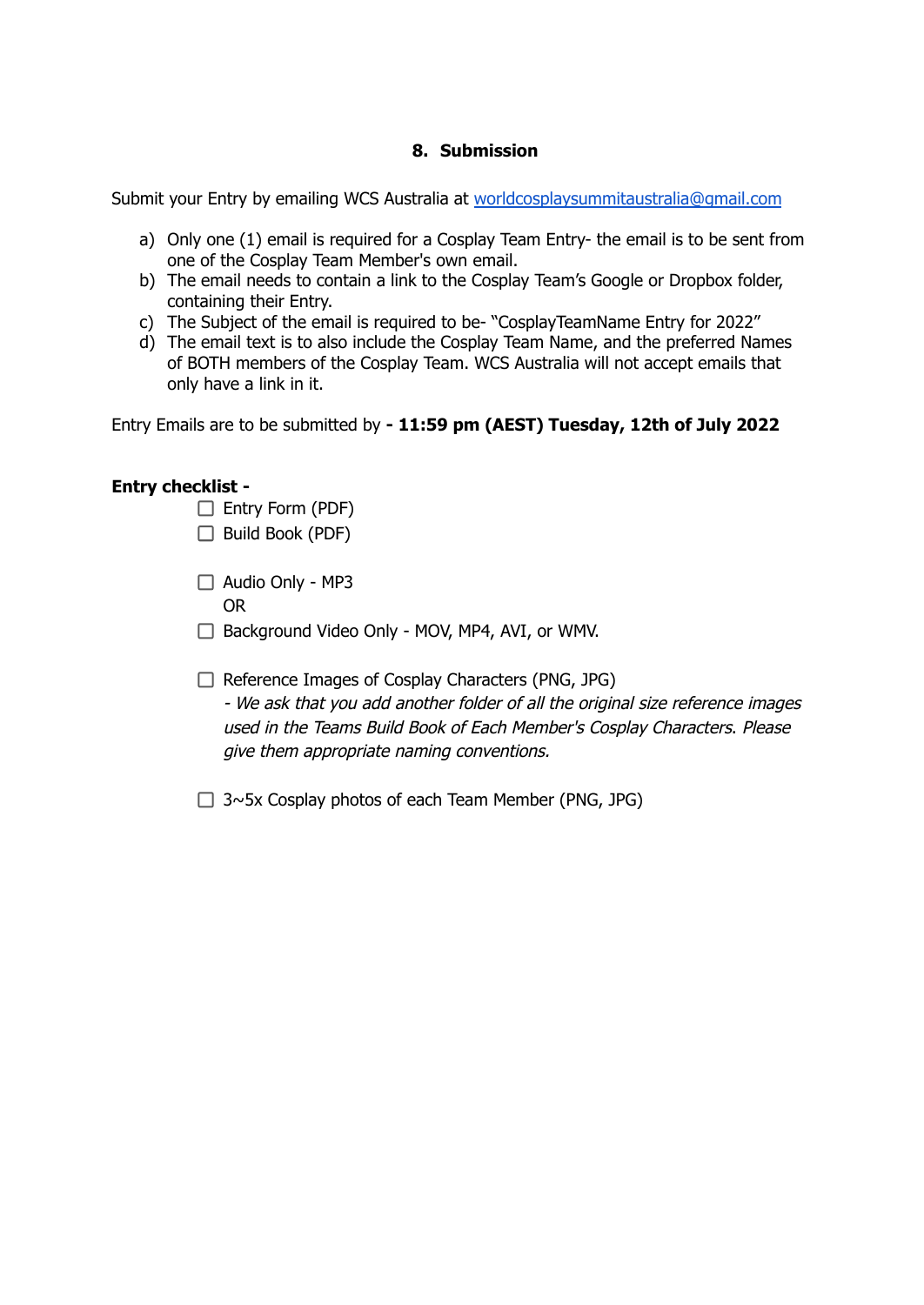## 8. Submission

Submit your Entry by emailing WCS Australia at [worldcosplaysummitaustralia@gmail.com](mailto:worldcosplaysummitaustralia@gmail.com)

a) Only one (1) email is required for a Cosplay Team Entry- the email is to be sent from one of the Cosplay Team Member's own email.
b) The email needs to contain a link to the Cosplay Team's Google or Dropbox folder, containing their Entry.
c) The Subject of the email is required to be- "CosplayTeamName Entry for 2022"
d) The email text is to also include the Cosplay Team Name, and the preferred Names of BOTH members of the Cosplay Team. WCS Australia will not accept emails that only have a link in it.

Entry Emails are to be submitted by **- 11:59 pm (AEST) Tuesday, 12th of July 2022**

**Entry checklist -**

- [ ] Entry Form (PDF)
- [ ] Build Book (PDF)

- [ ] Audio Only - MP3
  OR
- [ ] Background Video Only - MOV, MP4, AVI, or WMV.

- [ ] Reference Images of Cosplay Characters (PNG, JPG)
  *- We ask that you add another folder of all the original size reference images used in the Teams Build Book of Each Member's Cosplay Characters. Please give them appropriate naming conventions.*

- [ ] 3~5x Cosplay photos of each Team Member (PNG, JPG)